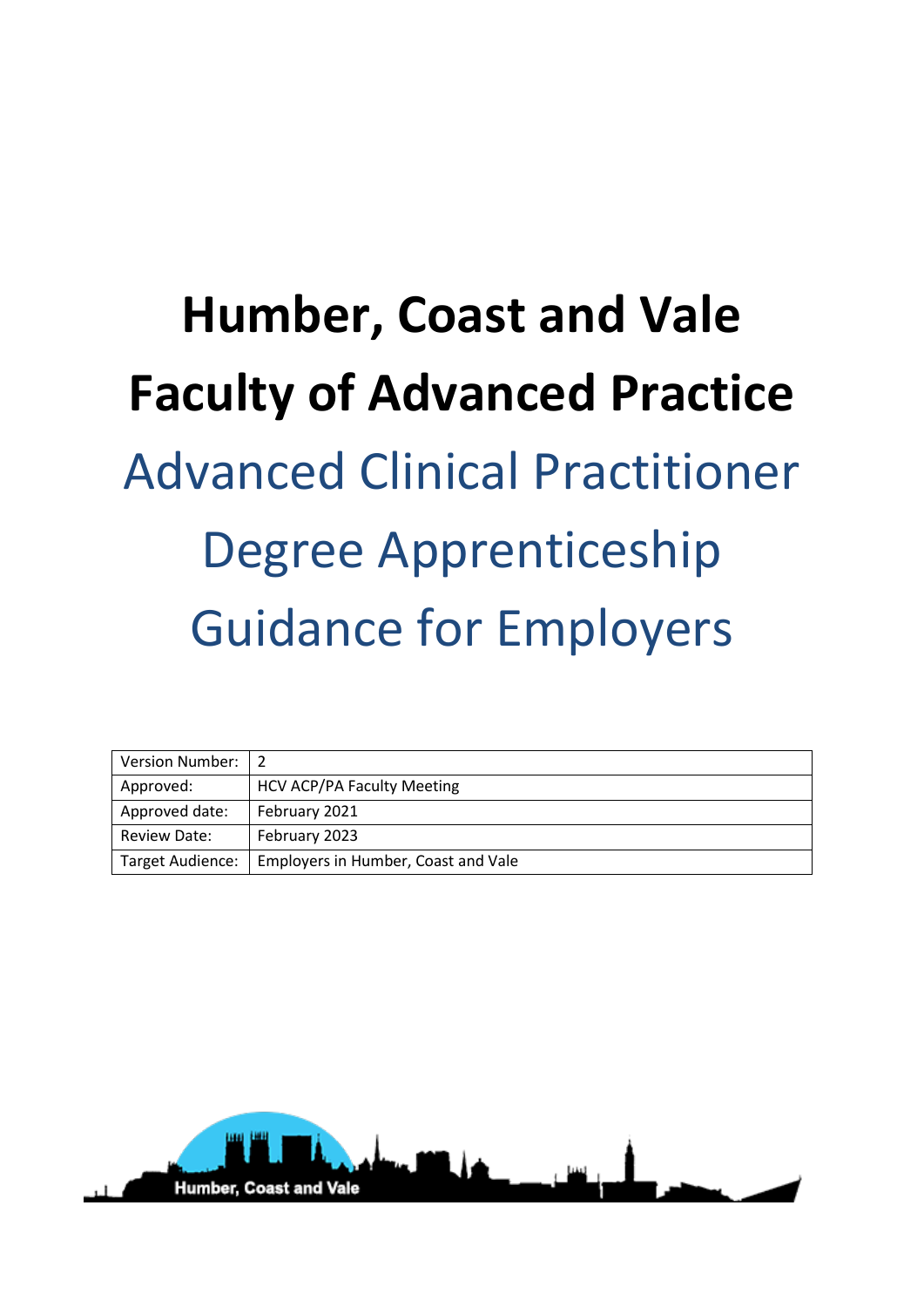# Humber, Coast and Vale
# Faculty of Advanced Practice

## Advanced Clinical Practitioner Degree Apprenticeship Guidance for Employers

| Version Number: | 2 |
|---|---|
| Approved: | HCV ACP/PA Faculty Meeting |
| Approved date: | February 2021 |
| Review Date: | February 2023 |
| Target Audience: | Employers in Humber, Coast and Vale |

Humber, Coast and Vale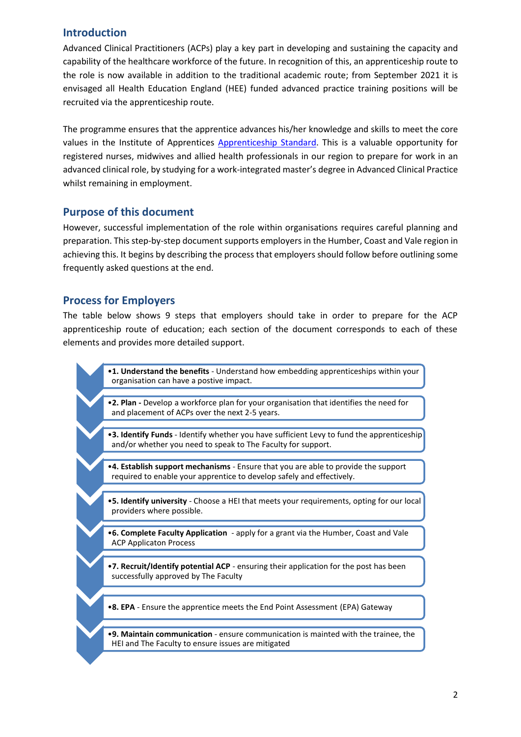## Introduction

Advanced Clinical Practitioners (ACPs) play a key part in developing and sustaining the capacity and capability of the healthcare workforce of the future. In recognition of this, an apprenticeship route to the role is now available in addition to the traditional academic route; from September 2021 it is envisaged all Health Education England (HEE) funded advanced practice training positions will be recruited via the apprenticeship route.

The programme ensures that the apprentice advances his/her knowledge and skills to meet the core values in the Institute of Apprentices [Apprenticeship Standard](). This is a valuable opportunity for registered nurses, midwives and allied health professionals in our region to prepare for work in an advanced clinical role, by studying for a work-integrated master's degree in Advanced Clinical Practice whilst remaining in employment.

## Purpose of this document

However, successful implementation of the role within organisations requires careful planning and preparation. This step-by-step document supports employers in the Humber, Coast and Vale region in achieving this. It begins by describing the process that employers should follow before outlining some frequently asked questions at the end.

## Process for Employers

The table below shows 9 steps that employers should take in order to prepare for the ACP apprenticeship route of education; each section of the document corresponds to each of these elements and provides more detailed support.

- **1. Understand the benefits** - Understand how embedding apprenticeships within your organisation can have a postive impact.
- **2. Plan -** Develop a workforce plan for your organisation that identifies the need for and placement of ACPs over the next 2-5 years.
- **3. Identify Funds** - Identify whether you have sufficient Levy to fund the apprenticeship and/or whether you need to speak to The Faculty for support.
- **4. Establish support mechanisms** - Ensure that you are able to provide the support required to enable your apprentice to develop safely and effectively.
- **5. Identify university** - Choose a HEI that meets your requirements, opting for our local providers where possible.
- **6. Complete Faculty Application** - apply for a grant via the Humber, Coast and Vale ACP Applicaton Process
- **7. Recruit/Identify potential ACP** - ensuring their application for the post has been successfully approved by The Faculty
- **8. EPA** - Ensure the apprentice meets the End Point Assessment (EPA) Gateway
- **9. Maintain communication** - ensure communication is mainted with the trainee, the HEI and The Faculty to ensure issues are mitigated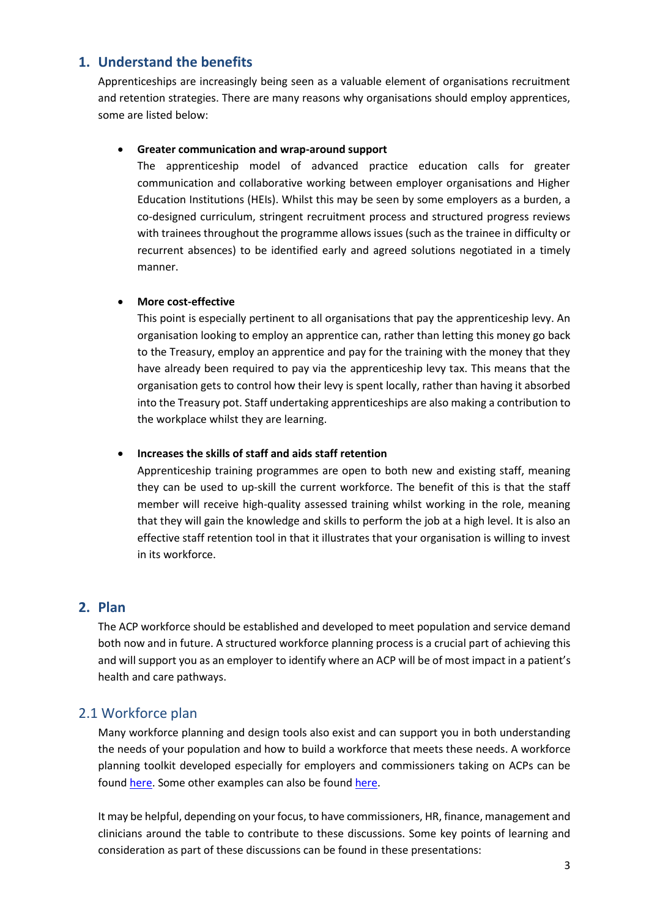## 1. Understand the benefits

Apprenticeships are increasingly being seen as a valuable element of organisations recruitment and retention strategies. There are many reasons why organisations should employ apprentices, some are listed below:

- **Greater communication and wrap-around support**
  The apprenticeship model of advanced practice education calls for greater communication and collaborative working between employer organisations and Higher Education Institutions (HEIs). Whilst this may be seen by some employers as a burden, a co-designed curriculum, stringent recruitment process and structured progress reviews with trainees throughout the programme allows issues (such as the trainee in difficulty or recurrent absences) to be identified early and agreed solutions negotiated in a timely manner.

- **More cost-effective**
  This point is especially pertinent to all organisations that pay the apprenticeship levy. An organisation looking to employ an apprentice can, rather than letting this money go back to the Treasury, employ an apprentice and pay for the training with the money that they have already been required to pay via the apprenticeship levy tax. This means that the organisation gets to control how their levy is spent locally, rather than having it absorbed into the Treasury pot. Staff undertaking apprenticeships are also making a contribution to the workplace whilst they are learning.

- **Increases the skills of staff and aids staff retention**
  Apprenticeship training programmes are open to both new and existing staff, meaning they can be used to up-skill the current workforce. The benefit of this is that the staff member will receive high-quality assessed training whilst working in the role, meaning that they will gain the knowledge and skills to perform the job at a high level. It is also an effective staff retention tool in that it illustrates that your organisation is willing to invest in its workforce.

## 2. Plan

The ACP workforce should be established and developed to meet population and service demand both now and in future. A structured workforce planning process is a crucial part of achieving this and will support you as an employer to identify where an ACP will be of most impact in a patient's health and care pathways.

### 2.1 Workforce plan

Many workforce planning and design tools also exist and can support you in both understanding the needs of your population and how to build a workforce that meets these needs. A workforce planning toolkit developed especially for employers and commissioners taking on ACPs can be found here. Some other examples can also be found here.

It may be helpful, depending on your focus, to have commissioners, HR, finance, management and clinicians around the table to contribute to these discussions. Some key points of learning and consideration as part of these discussions can be found in these presentations: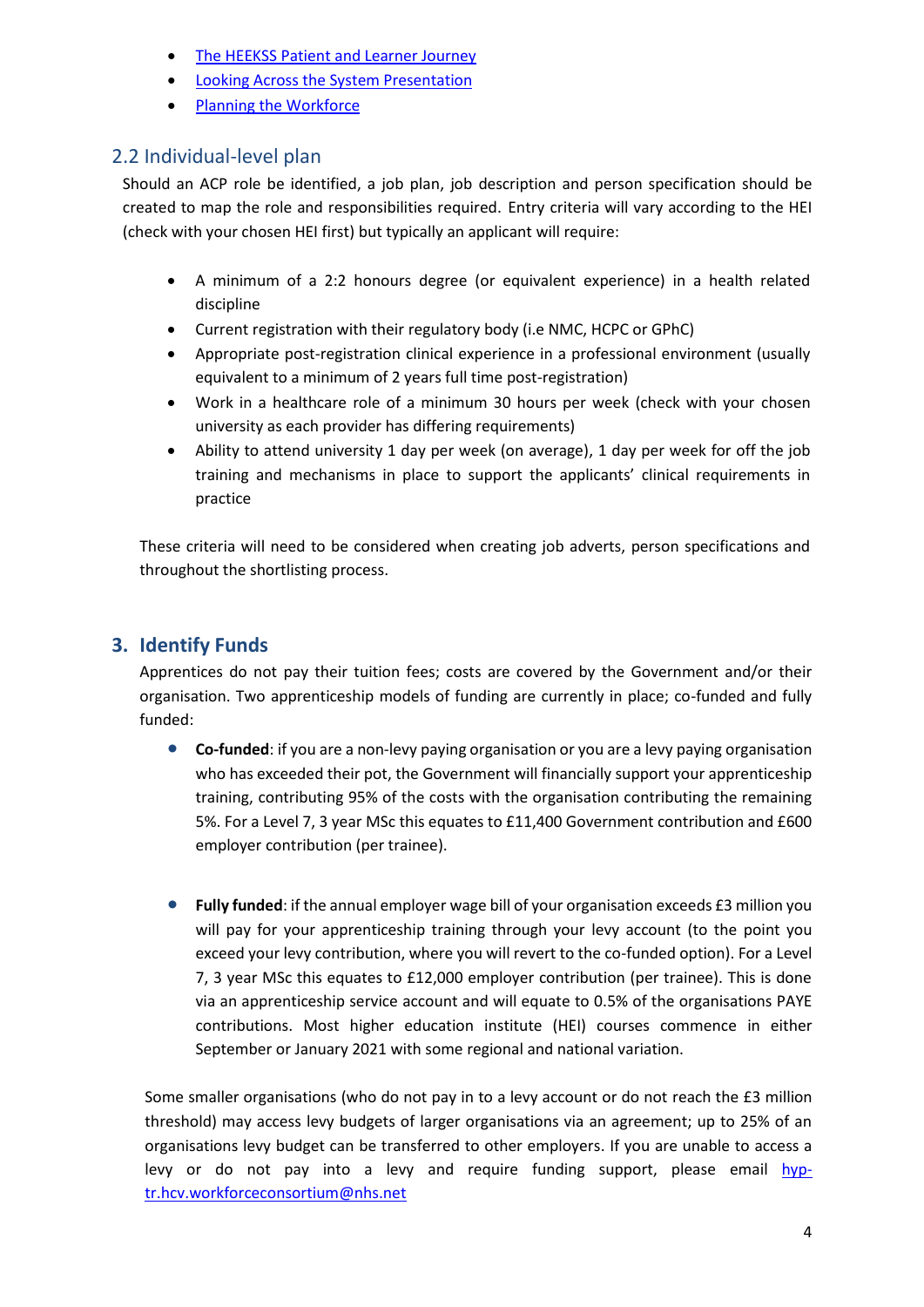- [The HEEKSS Patient and Learner Journey]()
- [Looking Across the System Presentation]()
- [Planning the Workforce]()

## 2.2 Individual-level plan

Should an ACP role be identified, a job plan, job description and person specification should be created to map the role and responsibilities required. Entry criteria will vary according to the HEI (check with your chosen HEI first) but typically an applicant will require:

- A minimum of a 2:2 honours degree (or equivalent experience) in a health related discipline
- Current registration with their regulatory body (i.e NMC, HCPC or GPhC)
- Appropriate post-registration clinical experience in a professional environment (usually equivalent to a minimum of 2 years full time post-registration)
- Work in a healthcare role of a minimum 30 hours per week (check with your chosen university as each provider has differing requirements)
- Ability to attend university 1 day per week (on average), 1 day per week for off the job training and mechanisms in place to support the applicants' clinical requirements in practice

These criteria will need to be considered when creating job adverts, person specifications and throughout the shortlisting process.

## 3. Identify Funds

Apprentices do not pay their tuition fees; costs are covered by the Government and/or their organisation. Two apprenticeship models of funding are currently in place; co-funded and fully funded:

- **Co-funded**: if you are a non-levy paying organisation or you are a levy paying organisation who has exceeded their pot, the Government will financially support your apprenticeship training, contributing 95% of the costs with the organisation contributing the remaining 5%. For a Level 7, 3 year MSc this equates to £11,400 Government contribution and £600 employer contribution (per trainee).

- **Fully funded**: if the annual employer wage bill of your organisation exceeds £3 million you will pay for your apprenticeship training through your levy account (to the point you exceed your levy contribution, where you will revert to the co-funded option). For a Level 7, 3 year MSc this equates to £12,000 employer contribution (per trainee). This is done via an apprenticeship service account and will equate to 0.5% of the organisations PAYE contributions. Most higher education institute (HEI) courses commence in either September or January 2021 with some regional and national variation.

Some smaller organisations (who do not pay in to a levy account or do not reach the £3 million threshold) may access levy budgets of larger organisations via an agreement; up to 25% of an organisations levy budget can be transferred to other employers. If you are unable to access a levy or do not pay into a levy and require funding support, please email [hyp-tr.hcv.workforceconsortium@nhs.net](mailto:hyp-tr.hcv.workforceconsortium@nhs.net)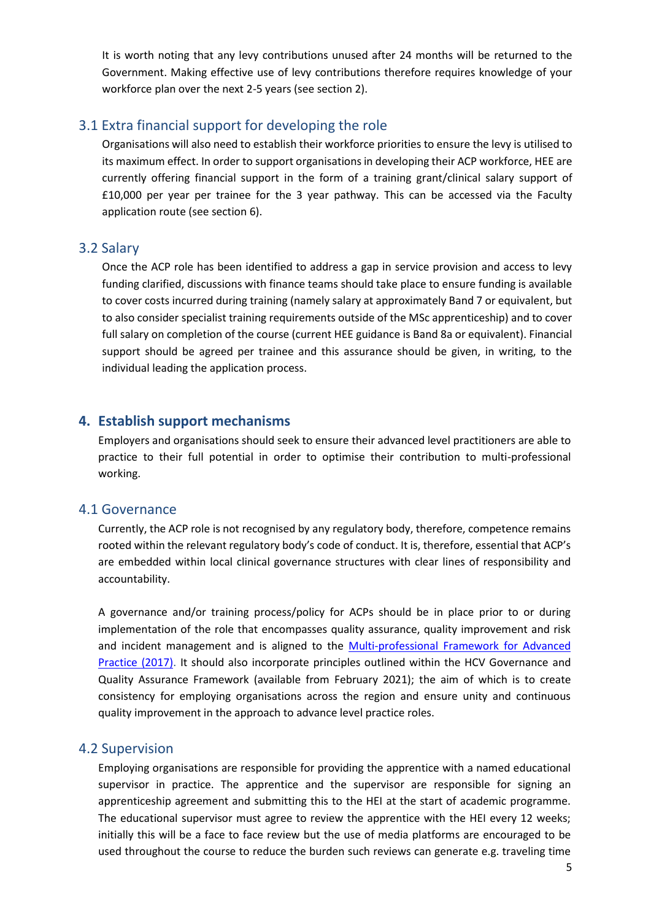It is worth noting that any levy contributions unused after 24 months will be returned to the Government. Making effective use of levy contributions therefore requires knowledge of your workforce plan over the next 2-5 years (see section 2).

## 3.1 Extra financial support for developing the role

Organisations will also need to establish their workforce priorities to ensure the levy is utilised to its maximum effect. In order to support organisations in developing their ACP workforce, HEE are currently offering financial support in the form of a training grant/clinical salary support of £10,000 per year per trainee for the 3 year pathway. This can be accessed via the Faculty application route (see section 6).

## 3.2 Salary

Once the ACP role has been identified to address a gap in service provision and access to levy funding clarified, discussions with finance teams should take place to ensure funding is available to cover costs incurred during training (namely salary at approximately Band 7 or equivalent, but to also consider specialist training requirements outside of the MSc apprenticeship) and to cover full salary on completion of the course (current HEE guidance is Band 8a or equivalent). Financial support should be agreed per trainee and this assurance should be given, in writing, to the individual leading the application process.

# 4. Establish support mechanisms

Employers and organisations should seek to ensure their advanced level practitioners are able to practice to their full potential in order to optimise their contribution to multi-professional working.

## 4.1 Governance

Currently, the ACP role is not recognised by any regulatory body, therefore, competence remains rooted within the relevant regulatory body's code of conduct. It is, therefore, essential that ACP's are embedded within local clinical governance structures with clear lines of responsibility and accountability.

A governance and/or training process/policy for ACPs should be in place prior to or during implementation of the role that encompasses quality assurance, quality improvement and risk and incident management and is aligned to the Multi-professional Framework for Advanced Practice (2017). It should also incorporate principles outlined within the HCV Governance and Quality Assurance Framework (available from February 2021); the aim of which is to create consistency for employing organisations across the region and ensure unity and continuous quality improvement in the approach to advance level practice roles.

## 4.2 Supervision

Employing organisations are responsible for providing the apprentice with a named educational supervisor in practice. The apprentice and the supervisor are responsible for signing an apprenticeship agreement and submitting this to the HEI at the start of academic programme. The educational supervisor must agree to review the apprentice with the HEI every 12 weeks; initially this will be a face to face review but the use of media platforms are encouraged to be used throughout the course to reduce the burden such reviews can generate e.g. traveling time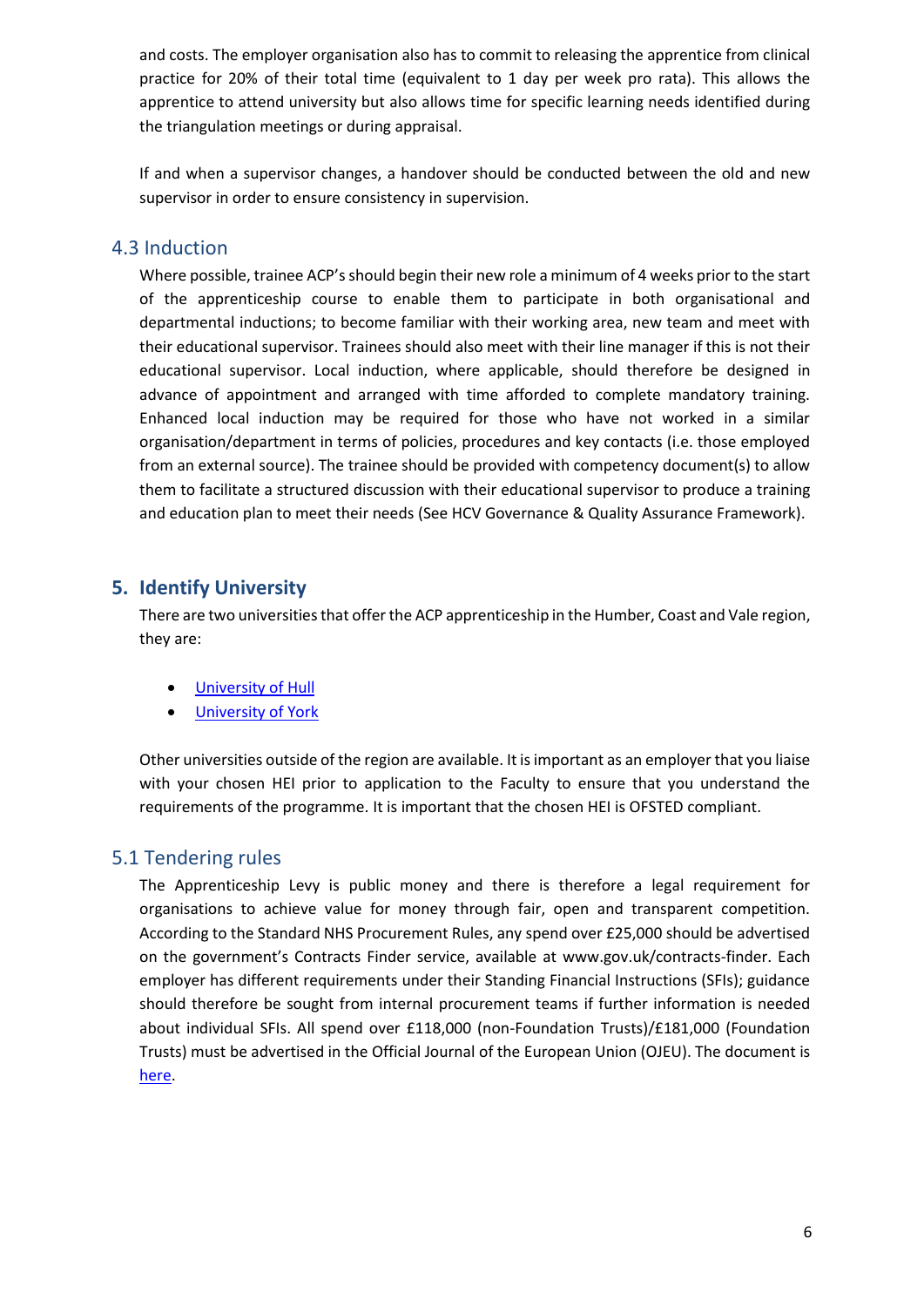and costs. The employer organisation also has to commit to releasing the apprentice from clinical practice for 20% of their total time (equivalent to 1 day per week pro rata). This allows the apprentice to attend university but also allows time for specific learning needs identified during the triangulation meetings or during appraisal.

If and when a supervisor changes, a handover should be conducted between the old and new supervisor in order to ensure consistency in supervision.

### 4.3 Induction

Where possible, trainee ACP's should begin their new role a minimum of 4 weeks prior to the start of the apprenticeship course to enable them to participate in both organisational and departmental inductions; to become familiar with their working area, new team and meet with their educational supervisor. Trainees should also meet with their line manager if this is not their educational supervisor. Local induction, where applicable, should therefore be designed in advance of appointment and arranged with time afforded to complete mandatory training. Enhanced local induction may be required for those who have not worked in a similar organisation/department in terms of policies, procedures and key contacts (i.e. those employed from an external source). The trainee should be provided with competency document(s) to allow them to facilitate a structured discussion with their educational supervisor to produce a training and education plan to meet their needs (See HCV Governance & Quality Assurance Framework).

## 5. Identify University

There are two universities that offer the ACP apprenticeship in the Humber, Coast and Vale region, they are:

- University of Hull
- University of York

Other universities outside of the region are available. It is important as an employer that you liaise with your chosen HEI prior to application to the Faculty to ensure that you understand the requirements of the programme. It is important that the chosen HEI is OFSTED compliant.

### 5.1 Tendering rules

The Apprenticeship Levy is public money and there is therefore a legal requirement for organisations to achieve value for money through fair, open and transparent competition. According to the Standard NHS Procurement Rules, any spend over £25,000 should be advertised on the government's Contracts Finder service, available at www.gov.uk/contracts-finder. Each employer has different requirements under their Standing Financial Instructions (SFIs); guidance should therefore be sought from internal procurement teams if further information is needed about individual SFIs. All spend over £118,000 (non-Foundation Trusts)/£181,000 (Foundation Trusts) must be advertised in the Official Journal of the European Union (OJEU). The document is here.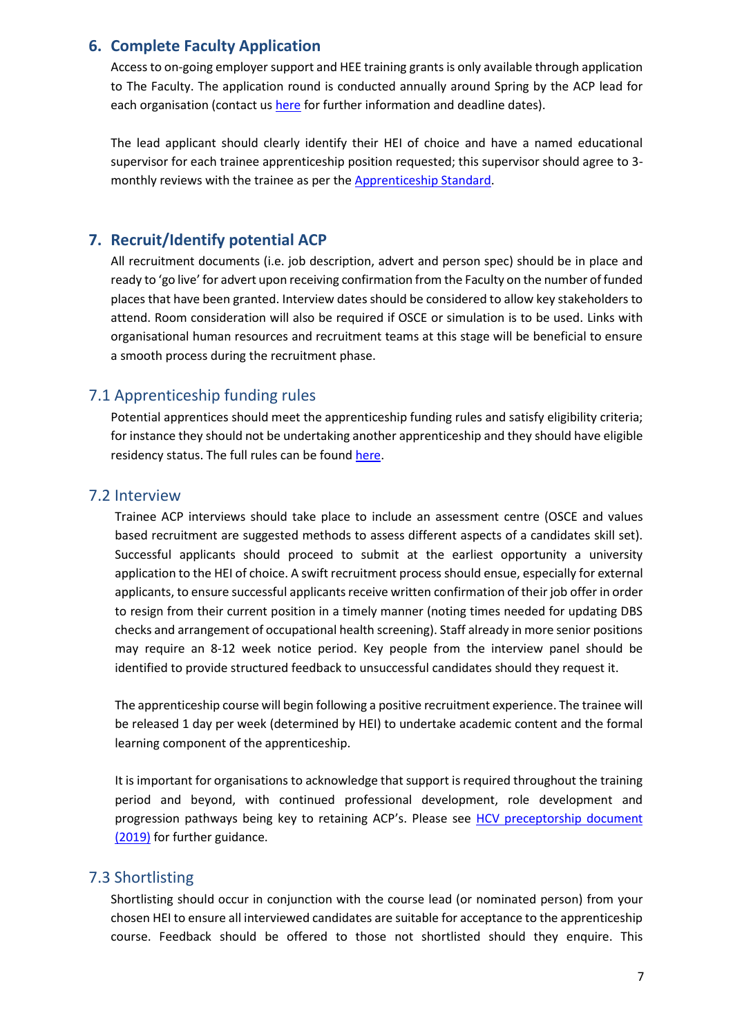## 6. Complete Faculty Application

Access to on-going employer support and HEE training grants is only available through application to The Faculty. The application round is conducted annually around Spring by the ACP lead for each organisation (contact us here for further information and deadline dates).

The lead applicant should clearly identify their HEI of choice and have a named educational supervisor for each trainee apprenticeship position requested; this supervisor should agree to 3-monthly reviews with the trainee as per the Apprenticeship Standard.

## 7. Recruit/Identify potential ACP

All recruitment documents (i.e. job description, advert and person spec) should be in place and ready to 'go live' for advert upon receiving confirmation from the Faculty on the number of funded places that have been granted. Interview dates should be considered to allow key stakeholders to attend. Room consideration will also be required if OSCE or simulation is to be used. Links with organisational human resources and recruitment teams at this stage will be beneficial to ensure a smooth process during the recruitment phase.

### 7.1 Apprenticeship funding rules

Potential apprentices should meet the apprenticeship funding rules and satisfy eligibility criteria; for instance they should not be undertaking another apprenticeship and they should have eligible residency status. The full rules can be found here.

### 7.2 Interview

Trainee ACP interviews should take place to include an assessment centre (OSCE and values based recruitment are suggested methods to assess different aspects of a candidates skill set). Successful applicants should proceed to submit at the earliest opportunity a university application to the HEI of choice. A swift recruitment process should ensue, especially for external applicants, to ensure successful applicants receive written confirmation of their job offer in order to resign from their current position in a timely manner (noting times needed for updating DBS checks and arrangement of occupational health screening). Staff already in more senior positions may require an 8-12 week notice period. Key people from the interview panel should be identified to provide structured feedback to unsuccessful candidates should they request it.

The apprenticeship course will begin following a positive recruitment experience. The trainee will be released 1 day per week (determined by HEI) to undertake academic content and the formal learning component of the apprenticeship.

It is important for organisations to acknowledge that support is required throughout the training period and beyond, with continued professional development, role development and progression pathways being key to retaining ACP's. Please see HCV preceptorship document (2019) for further guidance.

### 7.3 Shortlisting

Shortlisting should occur in conjunction with the course lead (or nominated person) from your chosen HEI to ensure all interviewed candidates are suitable for acceptance to the apprenticeship course. Feedback should be offered to those not shortlisted should they enquire. This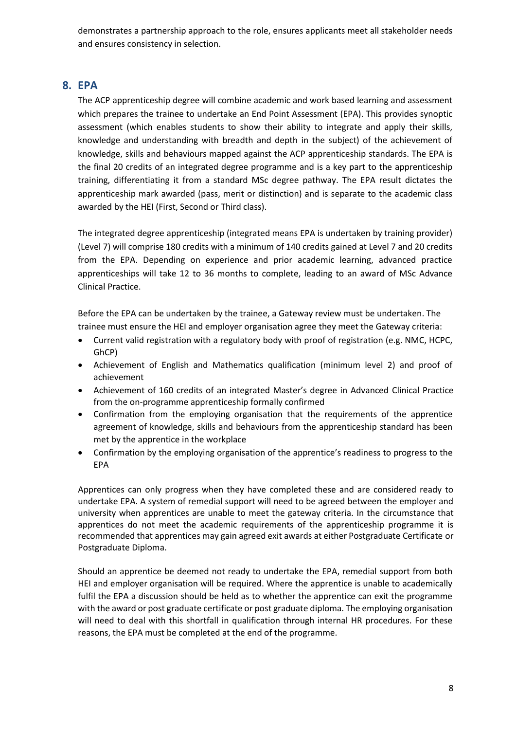demonstrates a partnership approach to the role, ensures applicants meet all stakeholder needs and ensures consistency in selection.

## 8. EPA

The ACP apprenticeship degree will combine academic and work based learning and assessment which prepares the trainee to undertake an End Point Assessment (EPA). This provides synoptic assessment (which enables students to show their ability to integrate and apply their skills, knowledge and understanding with breadth and depth in the subject) of the achievement of knowledge, skills and behaviours mapped against the ACP apprenticeship standards. The EPA is the final 20 credits of an integrated degree programme and is a key part to the apprenticeship training, differentiating it from a standard MSc degree pathway. The EPA result dictates the apprenticeship mark awarded (pass, merit or distinction) and is separate to the academic class awarded by the HEI (First, Second or Third class).

The integrated degree apprenticeship (integrated means EPA is undertaken by training provider) (Level 7) will comprise 180 credits with a minimum of 140 credits gained at Level 7 and 20 credits from the EPA. Depending on experience and prior academic learning, advanced practice apprenticeships will take 12 to 36 months to complete, leading to an award of MSc Advance Clinical Practice.

Before the EPA can be undertaken by the trainee, a Gateway review must be undertaken. The trainee must ensure the HEI and employer organisation agree they meet the Gateway criteria:

- Current valid registration with a regulatory body with proof of registration (e.g. NMC, HCPC, GhCP)
- Achievement of English and Mathematics qualification (minimum level 2) and proof of achievement
- Achievement of 160 credits of an integrated Master's degree in Advanced Clinical Practice from the on-programme apprenticeship formally confirmed
- Confirmation from the employing organisation that the requirements of the apprentice agreement of knowledge, skills and behaviours from the apprenticeship standard has been met by the apprentice in the workplace
- Confirmation by the employing organisation of the apprentice's readiness to progress to the EPA

Apprentices can only progress when they have completed these and are considered ready to undertake EPA. A system of remedial support will need to be agreed between the employer and university when apprentices are unable to meet the gateway criteria. In the circumstance that apprentices do not meet the academic requirements of the apprenticeship programme it is recommended that apprentices may gain agreed exit awards at either Postgraduate Certificate or Postgraduate Diploma.

Should an apprentice be deemed not ready to undertake the EPA, remedial support from both HEI and employer organisation will be required. Where the apprentice is unable to academically fulfil the EPA a discussion should be held as to whether the apprentice can exit the programme with the award or post graduate certificate or post graduate diploma. The employing organisation will need to deal with this shortfall in qualification through internal HR procedures. For these reasons, the EPA must be completed at the end of the programme.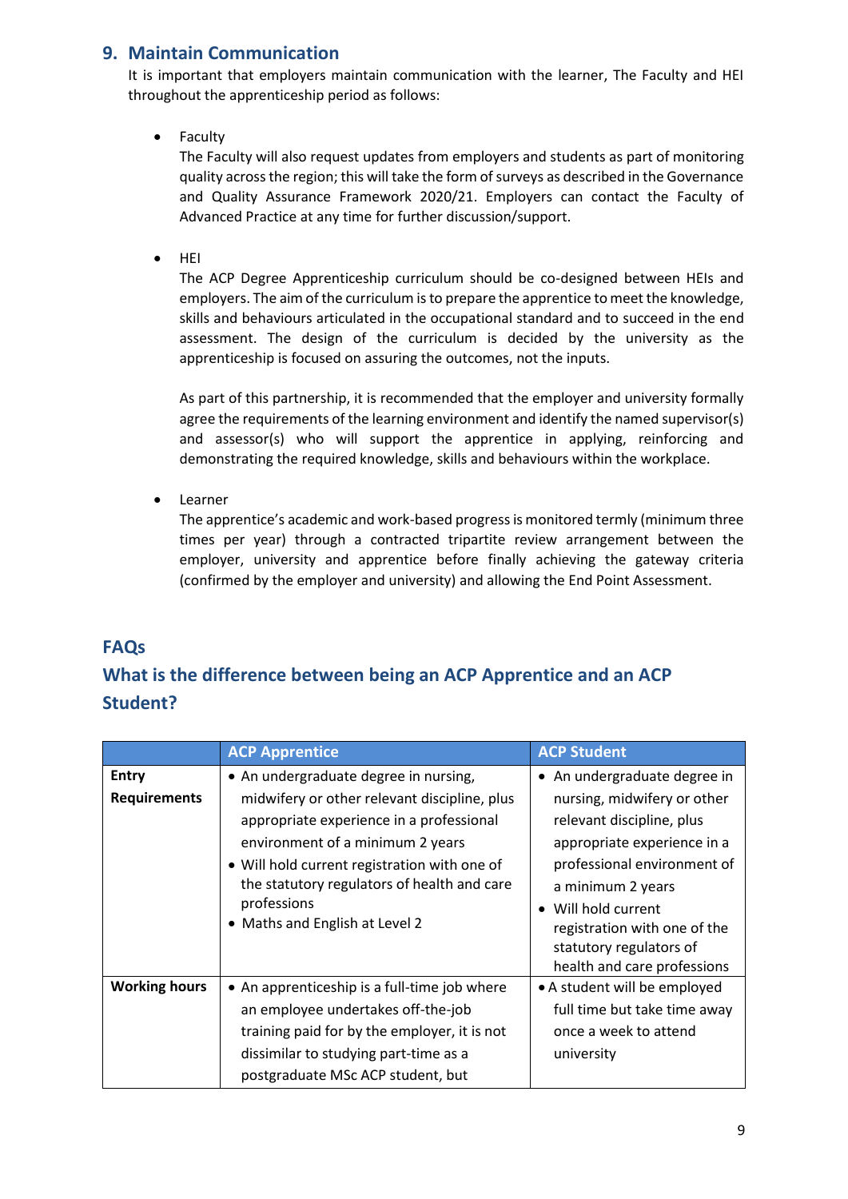## 9. Maintain Communication

It is important that employers maintain communication with the learner, The Faculty and HEI throughout the apprenticeship period as follows:

- Faculty

  The Faculty will also request updates from employers and students as part of monitoring quality across the region; this will take the form of surveys as described in the Governance and Quality Assurance Framework 2020/21. Employers can contact the Faculty of Advanced Practice at any time for further discussion/support.

- HEI

  The ACP Degree Apprenticeship curriculum should be co-designed between HEIs and employers. The aim of the curriculum is to prepare the apprentice to meet the knowledge, skills and behaviours articulated in the occupational standard and to succeed in the end assessment. The design of the curriculum is decided by the university as the apprenticeship is focused on assuring the outcomes, not the inputs.

  As part of this partnership, it is recommended that the employer and university formally agree the requirements of the learning environment and identify the named supervisor(s) and assessor(s) who will support the apprentice in applying, reinforcing and demonstrating the required knowledge, skills and behaviours within the workplace.

- Learner

  The apprentice's academic and work-based progress is monitored termly (minimum three times per year) through a contracted tripartite review arrangement between the employer, university and apprentice before finally achieving the gateway criteria (confirmed by the employer and university) and allowing the End Point Assessment.

## FAQs

## What is the difference between being an ACP Apprentice and an ACP Student?

| | ACP Apprentice | ACP Student |
|---|---|---|
| **Entry Requirements** | • An undergraduate degree in nursing, midwifery or other relevant discipline, plus appropriate experience in a professional environment of a minimum 2 years<br>• Will hold current registration with one of the statutory regulators of health and care professions<br>• Maths and English at Level 2 | • An undergraduate degree in nursing, midwifery or other relevant discipline, plus appropriate experience in a professional environment of a minimum 2 years<br>• Will hold current registration with one of the statutory regulators of health and care professions |
| **Working hours** | • An apprenticeship is a full-time job where an employee undertakes off-the-job training paid for by the employer, it is not dissimilar to studying part-time as a postgraduate MSc ACP student, but | • A student will be employed full time but take time away once a week to attend university |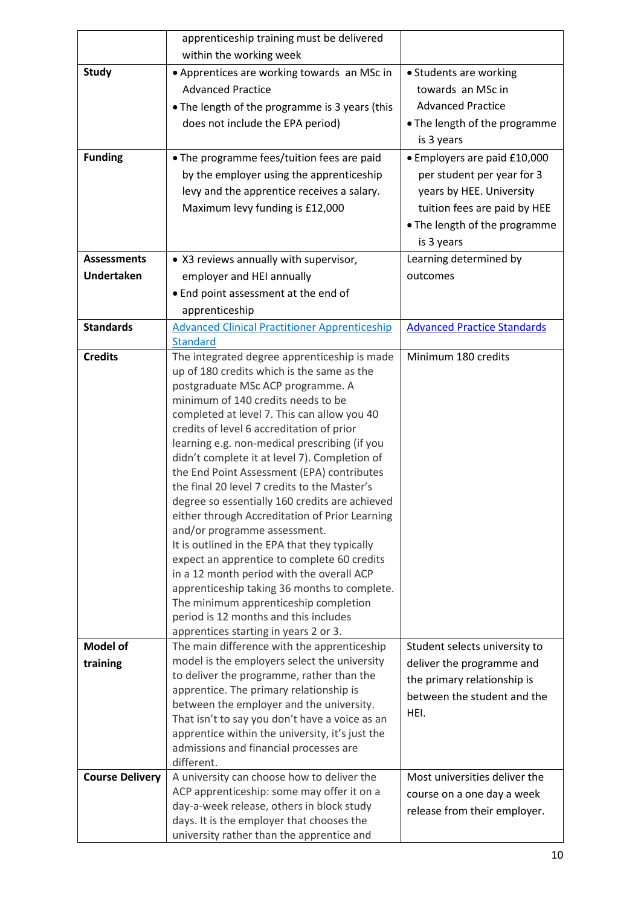| | | |
|---|---|---|
| | apprenticeship training must be delivered within the working week | |
| **Study** | • Apprentices are working towards an MSc in Advanced Practice<br>• The length of the programme is 3 years (this does not include the EPA period) | • Students are working towards an MSc in Advanced Practice<br>• The length of the programme is 3 years |
| **Funding** | • The programme fees/tuition fees are paid by the employer using the apprenticeship levy and the apprentice receives a salary. Maximum levy funding is £12,000 | • Employers are paid £10,000 per student per year for 3 years by HEE. University tuition fees are paid by HEE<br>• The length of the programme is 3 years |
| **Assessments Undertaken** | • X3 reviews annually with supervisor, employer and HEI annually<br>• End point assessment at the end of apprenticeship | Learning determined by outcomes |
| **Standards** | [Advanced Clinical Practitioner Apprenticeship Standard]() | [Advanced Practice Standards]() |
| **Credits** | The integrated degree apprenticeship is made up of 180 credits which is the same as the postgraduate MSc ACP programme. A minimum of 140 credits needs to be completed at level 7. This can allow you 40 credits of level 6 accreditation of prior learning e.g. non-medical prescribing (if you didn't complete it at level 7). Completion of the End Point Assessment (EPA) contributes the final 20 level 7 credits to the Master's degree so essentially 160 credits are achieved either through Accreditation of Prior Learning and/or programme assessment.<br>It is outlined in the EPA that they typically expect an apprentice to complete 60 credits in a 12 month period with the overall ACP apprenticeship taking 36 months to complete. The minimum apprenticeship completion period is 12 months and this includes apprentices starting in years 2 or 3. | Minimum 180 credits |
| **Model of training** | The main difference with the apprenticeship model is the employers select the university to deliver the programme, rather than the apprentice. The primary relationship is between the employer and the university. That isn't to say you don't have a voice as an apprentice within the university, it's just the admissions and financial processes are different. | Student selects university to deliver the programme and the primary relationship is between the student and the HEI. |
| **Course Delivery** | A university can choose how to deliver the ACP apprenticeship: some may offer it on a day-a-week release, others in block study days. It is the employer that chooses the university rather than the apprentice and | Most universities deliver the course on a one day a week release from their employer. |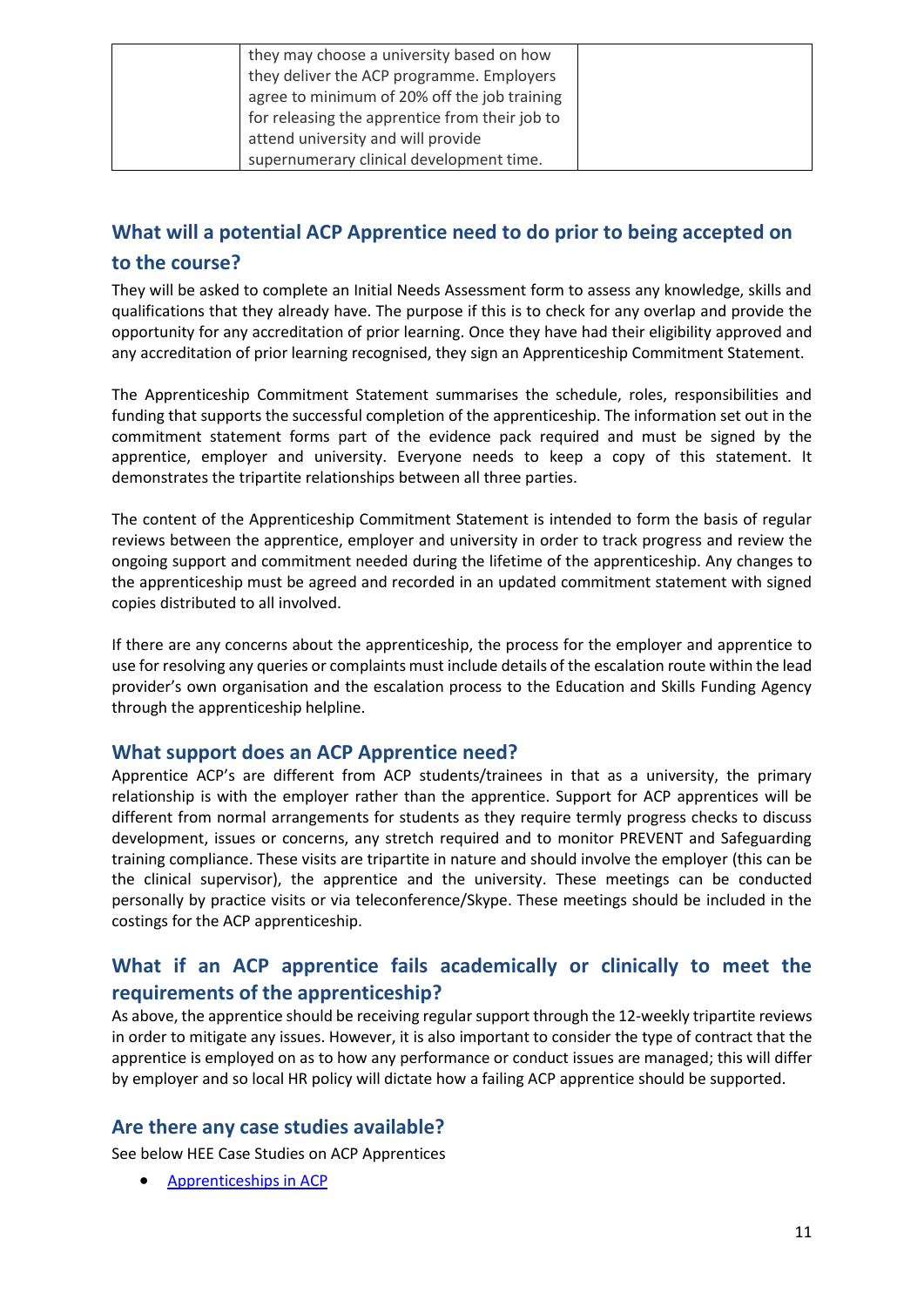| | | |
|---|---|---|
| | they may choose a university based on how they deliver the ACP programme. Employers agree to minimum of 20% off the job training for releasing the apprentice from their job to attend university and will provide supernumerary clinical development time. | |

## What will a potential ACP Apprentice need to do prior to being accepted on to the course?

They will be asked to complete an Initial Needs Assessment form to assess any knowledge, skills and qualifications that they already have. The purpose if this is to check for any overlap and provide the opportunity for any accreditation of prior learning. Once they have had their eligibility approved and any accreditation of prior learning recognised, they sign an Apprenticeship Commitment Statement.

The Apprenticeship Commitment Statement summarises the schedule, roles, responsibilities and funding that supports the successful completion of the apprenticeship. The information set out in the commitment statement forms part of the evidence pack required and must be signed by the apprentice, employer and university. Everyone needs to keep a copy of this statement. It demonstrates the tripartite relationships between all three parties.

The content of the Apprenticeship Commitment Statement is intended to form the basis of regular reviews between the apprentice, employer and university in order to track progress and review the ongoing support and commitment needed during the lifetime of the apprenticeship. Any changes to the apprenticeship must be agreed and recorded in an updated commitment statement with signed copies distributed to all involved.

If there are any concerns about the apprenticeship, the process for the employer and apprentice to use for resolving any queries or complaints must include details of the escalation route within the lead provider's own organisation and the escalation process to the Education and Skills Funding Agency through the apprenticeship helpline.

## What support does an ACP Apprentice need?

Apprentice ACP's are different from ACP students/trainees in that as a university, the primary relationship is with the employer rather than the apprentice. Support for ACP apprentices will be different from normal arrangements for students as they require termly progress checks to discuss development, issues or concerns, any stretch required and to monitor PREVENT and Safeguarding training compliance. These visits are tripartite in nature and should involve the employer (this can be the clinical supervisor), the apprentice and the university. These meetings can be conducted personally by practice visits or via teleconference/Skype. These meetings should be included in the costings for the ACP apprenticeship.

## What if an ACP apprentice fails academically or clinically to meet the requirements of the apprenticeship?

As above, the apprentice should be receiving regular support through the 12-weekly tripartite reviews in order to mitigate any issues. However, it is also important to consider the type of contract that the apprentice is employed on as to how any performance or conduct issues are managed; this will differ by employer and so local HR policy will dictate how a failing ACP apprentice should be supported.

## Are there any case studies available?

See below HEE Case Studies on ACP Apprentices

- Apprenticeships in ACP